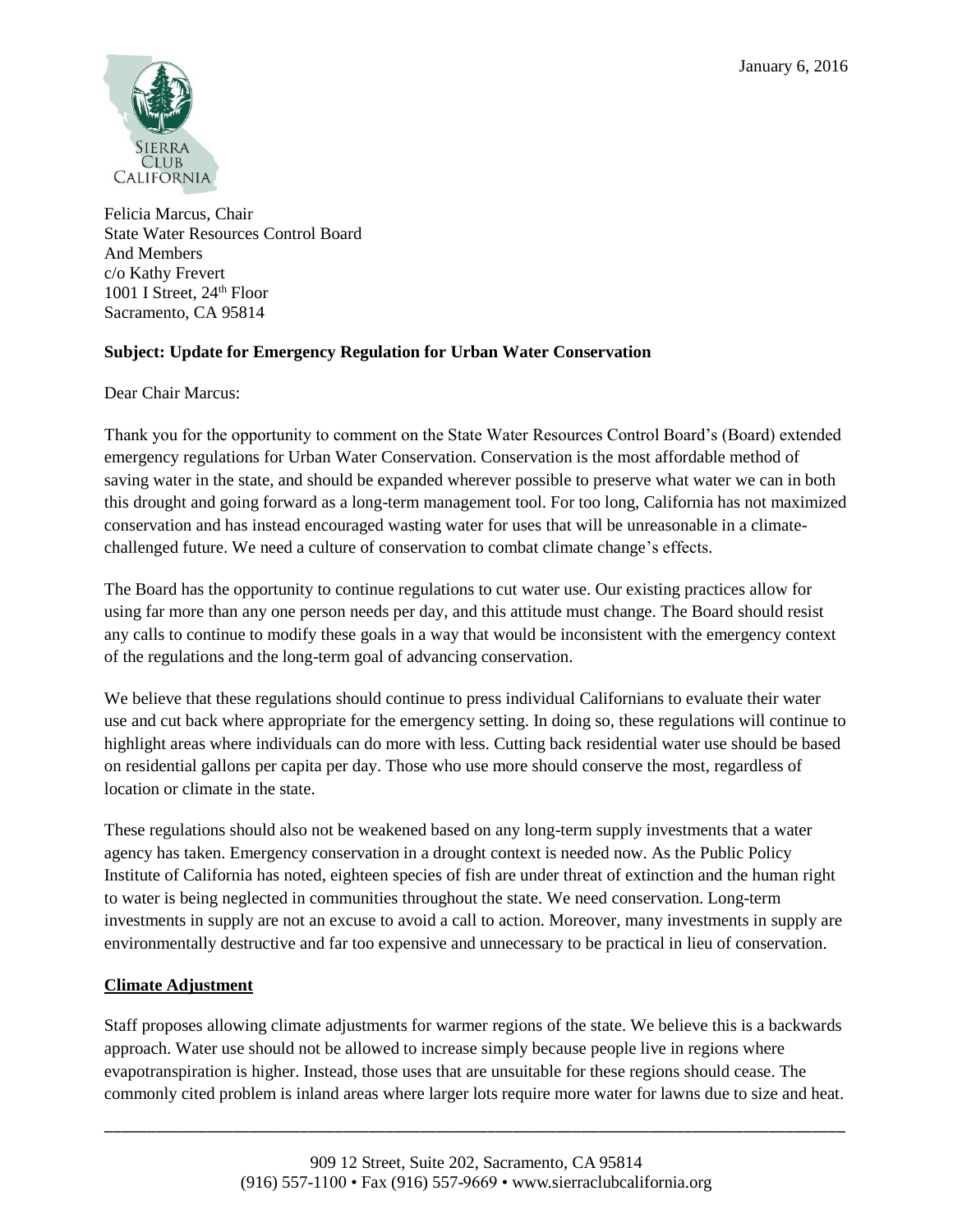January 6, 2016

Felicia Marcus, Chair
State Water Resources Control Board
And Members
c/o Kathy Frevert
1001 I Street, 24th Floor
Sacramento, CA 95814

**Subject: Update for Emergency Regulation for Urban Water Conservation**

Dear Chair Marcus:

Thank you for the opportunity to comment on the State Water Resources Control Board's (Board) extended emergency regulations for Urban Water Conservation. Conservation is the most affordable method of saving water in the state, and should be expanded wherever possible to preserve what water we can in both this drought and going forward as a long-term management tool. For too long, California has not maximized conservation and has instead encouraged wasting water for uses that will be unreasonable in a climate-challenged future. We need a culture of conservation to combat climate change's effects.

The Board has the opportunity to continue regulations to cut water use. Our existing practices allow for using far more than any one person needs per day, and this attitude must change. The Board should resist any calls to continue to modify these goals in a way that would be inconsistent with the emergency context of the regulations and the long-term goal of advancing conservation.

We believe that these regulations should continue to press individual Californians to evaluate their water use and cut back where appropriate for the emergency setting. In doing so, these regulations will continue to highlight areas where individuals can do more with less. Cutting back residential water use should be based on residential gallons per capita per day. Those who use more should conserve the most, regardless of location or climate in the state.

These regulations should also not be weakened based on any long-term supply investments that a water agency has taken. Emergency conservation in a drought context is needed now. As the Public Policy Institute of California has noted, eighteen species of fish are under threat of extinction and the human right to water is being neglected in communities throughout the state. We need conservation. Long-term investments in supply are not an excuse to avoid a call to action. Moreover, many investments in supply are environmentally destructive and far too expensive and unnecessary to be practical in lieu of conservation.

**Climate Adjustment**

Staff proposes allowing climate adjustments for warmer regions of the state. We believe this is a backwards approach. Water use should not be allowed to increase simply because people live in regions where evapotranspiration is higher. Instead, those uses that are unsuitable for these regions should cease. The commonly cited problem is inland areas where larger lots require more water for lawns due to size and heat.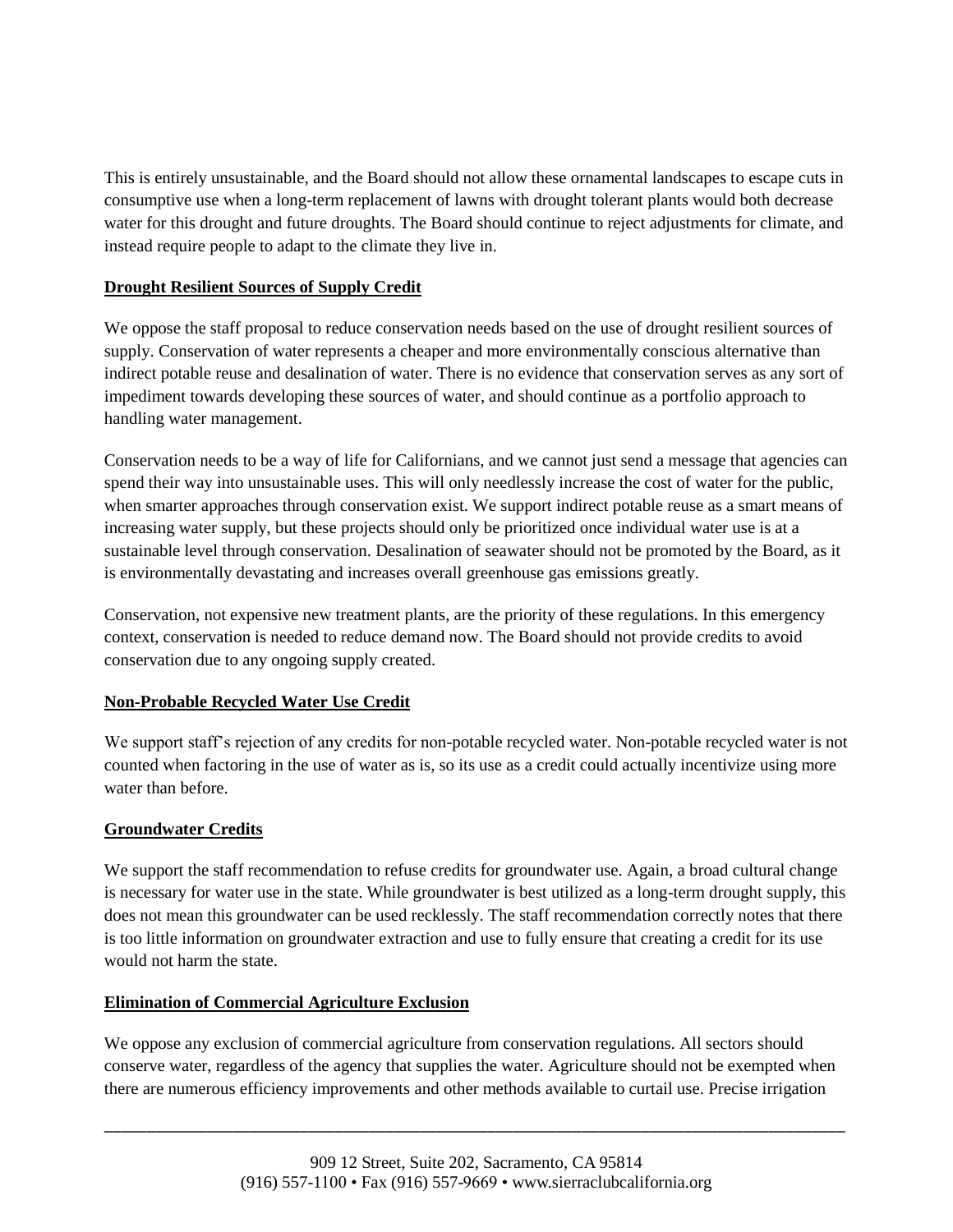This is entirely unsustainable, and the Board should not allow these ornamental landscapes to escape cuts in consumptive use when a long-term replacement of lawns with drought tolerant plants would both decrease water for this drought and future droughts. The Board should continue to reject adjustments for climate, and instead require people to adapt to the climate they live in.

**Drought Resilient Sources of Supply Credit**

We oppose the staff proposal to reduce conservation needs based on the use of drought resilient sources of supply. Conservation of water represents a cheaper and more environmentally conscious alternative than indirect potable reuse and desalination of water. There is no evidence that conservation serves as any sort of impediment towards developing these sources of water, and should continue as a portfolio approach to handling water management.

Conservation needs to be a way of life for Californians, and we cannot just send a message that agencies can spend their way into unsustainable uses. This will only needlessly increase the cost of water for the public, when smarter approaches through conservation exist. We support indirect potable reuse as a smart means of increasing water supply, but these projects should only be prioritized once individual water use is at a sustainable level through conservation. Desalination of seawater should not be promoted by the Board, as it is environmentally devastating and increases overall greenhouse gas emissions greatly.

Conservation, not expensive new treatment plants, are the priority of these regulations. In this emergency context, conservation is needed to reduce demand now. The Board should not provide credits to avoid conservation due to any ongoing supply created.

**Non-Probable Recycled Water Use Credit**

We support staff's rejection of any credits for non-potable recycled water. Non-potable recycled water is not counted when factoring in the use of water as is, so its use as a credit could actually incentivize using more water than before.

**Groundwater Credits**

We support the staff recommendation to refuse credits for groundwater use. Again, a broad cultural change is necessary for water use in the state. While groundwater is best utilized as a long-term drought supply, this does not mean this groundwater can be used recklessly. The staff recommendation correctly notes that there is too little information on groundwater extraction and use to fully ensure that creating a credit for its use would not harm the state.

**Elimination of Commercial Agriculture Exclusion**

We oppose any exclusion of commercial agriculture from conservation regulations. All sectors should conserve water, regardless of the agency that supplies the water. Agriculture should not be exempted when there are numerous efficiency improvements and other methods available to curtail use. Precise irrigation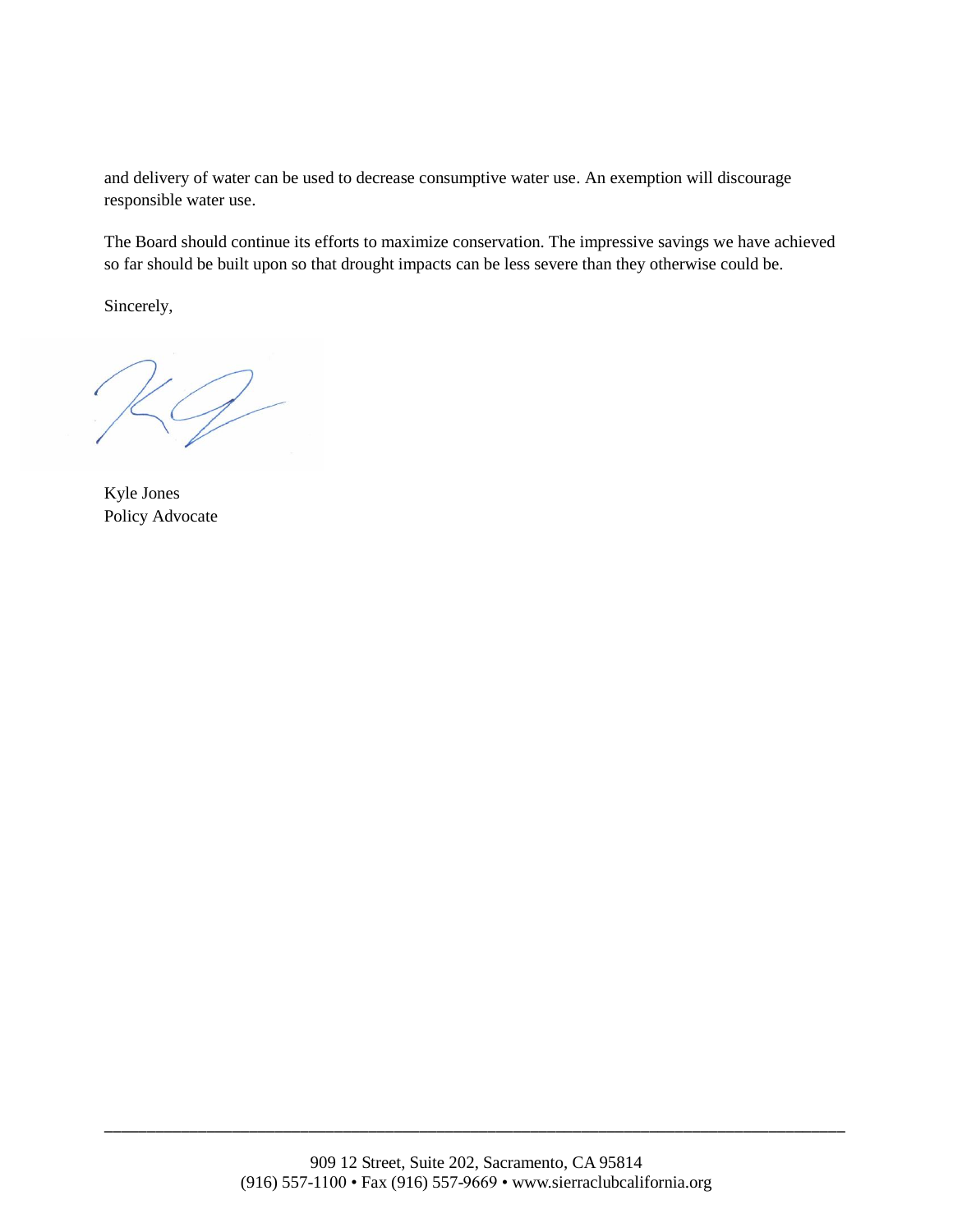and delivery of water can be used to decrease consumptive water use. An exemption will discourage responsible water use.

The Board should continue its efforts to maximize conservation. The impressive savings we have achieved so far should be built upon so that drought impacts can be less severe than they otherwise could be.

Sincerely,

Kyle Jones
Policy Advocate

909 12 Street, Suite 202, Sacramento, CA 95814
(916) 557-1100 • Fax (916) 557-9669 • www.sierraclubcalifornia.org